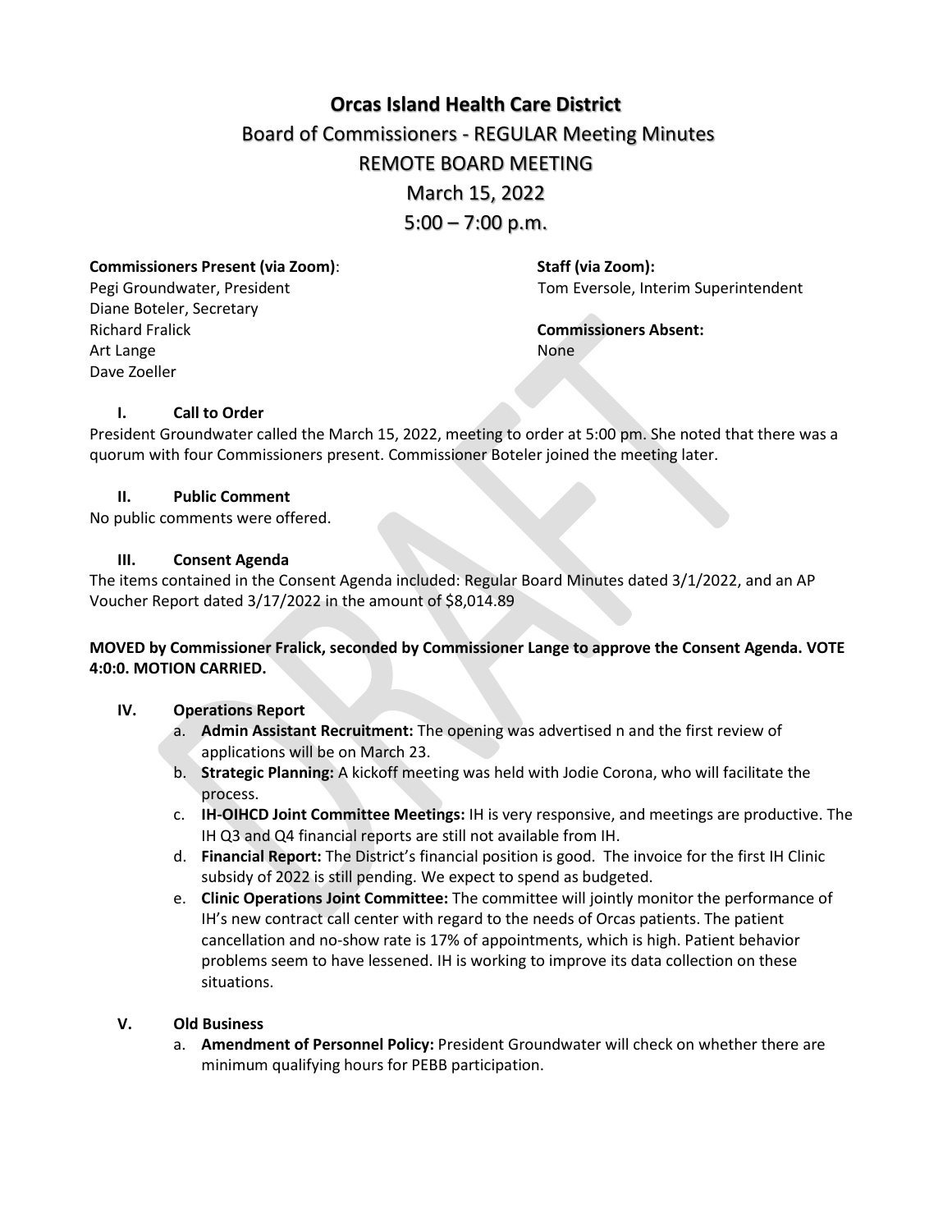# Orcas Island Health Care District

## Board of Commissioners - REGULAR Meeting Minutes

## REMOTE BOARD MEETING

## March 15, 2022

## 5:00 – 7:00 p.m.

**Commissioners Present (via Zoom)**:
Pegi Groundwater, President
Diane Boteler, Secretary
Richard Fralick
Art Lange
Dave Zoeller

**Staff (via Zoom):**
Tom Eversole, Interim Superintendent

**Commissioners Absent:**
None

### I. Call to Order

President Groundwater called the March 15, 2022, meeting to order at 5:00 pm. She noted that there was a quorum with four Commissioners present. Commissioner Boteler joined the meeting later.

### II. Public Comment

No public comments were offered.

### III. Consent Agenda

The items contained in the Consent Agenda included: Regular Board Minutes dated 3/1/2022, and an AP Voucher Report dated 3/17/2022 in the amount of $8,014.89

**MOVED by Commissioner Fralick, seconded by Commissioner Lange to approve the Consent Agenda. VOTE 4:0:0. MOTION CARRIED.**

### IV. Operations Report

a. **Admin Assistant Recruitment:** The opening was advertised n and the first review of applications will be on March 23.
b. **Strategic Planning:** A kickoff meeting was held with Jodie Corona, who will facilitate the process.
c. **IH-OIHCD Joint Committee Meetings:** IH is very responsive, and meetings are productive. The IH Q3 and Q4 financial reports are still not available from IH.
d. **Financial Report:** The District's financial position is good. The invoice for the first IH Clinic subsidy of 2022 is still pending. We expect to spend as budgeted.
e. **Clinic Operations Joint Committee:** The committee will jointly monitor the performance of IH's new contract call center with regard to the needs of Orcas patients. The patient cancellation and no-show rate is 17% of appointments, which is high. Patient behavior problems seem to have lessened. IH is working to improve its data collection on these situations.

### V. Old Business

a. **Amendment of Personnel Policy:** President Groundwater will check on whether there are minimum qualifying hours for PEBB participation.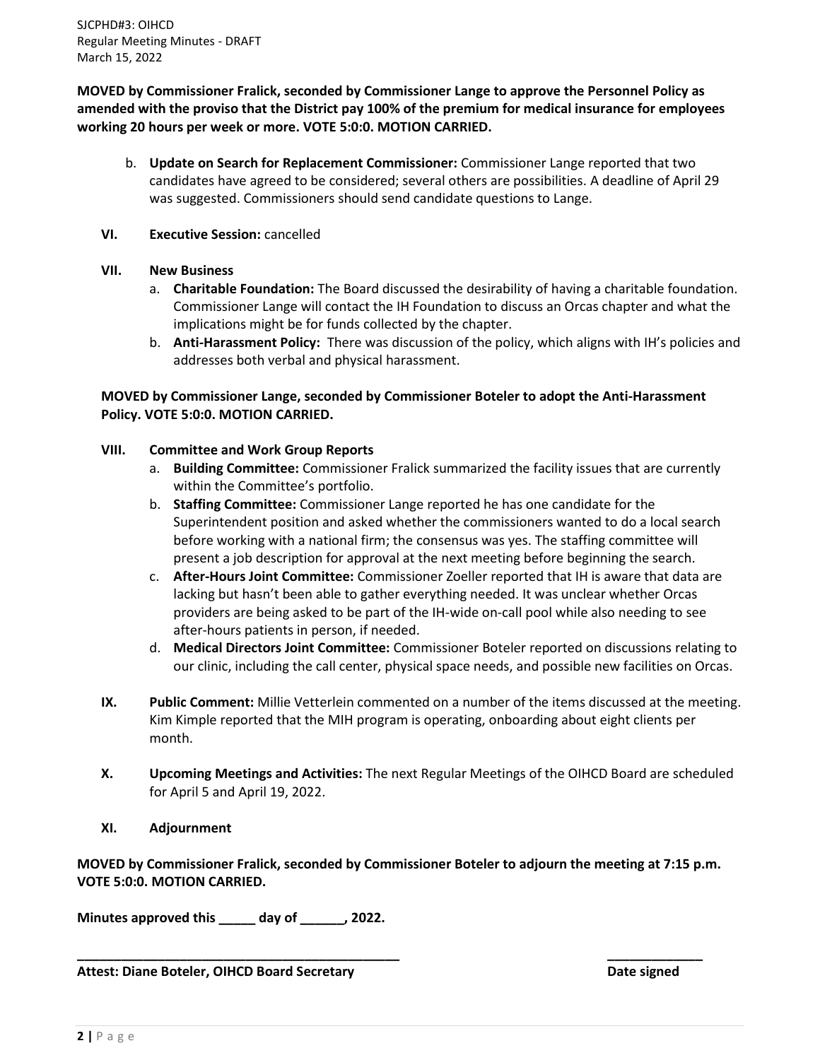**MOVED by Commissioner Fralick, seconded by Commissioner Lange to approve the Personnel Policy as amended with the proviso that the District pay 100% of the premium for medical insurance for employees working 20 hours per week or more. VOTE 5:0:0. MOTION CARRIED.**

b. **Update on Search for Replacement Commissioner:** Commissioner Lange reported that two candidates have agreed to be considered; several others are possibilities. A deadline of April 29 was suggested. Commissioners should send candidate questions to Lange.

**VI. Executive Session:** cancelled

**VII. New Business**

a. **Charitable Foundation:** The Board discussed the desirability of having a charitable foundation. Commissioner Lange will contact the IH Foundation to discuss an Orcas chapter and what the implications might be for funds collected by the chapter.

b. **Anti-Harassment Policy:** There was discussion of the policy, which aligns with IH's policies and addresses both verbal and physical harassment.

**MOVED by Commissioner Lange, seconded by Commissioner Boteler to adopt the Anti-Harassment Policy. VOTE 5:0:0. MOTION CARRIED.**

**VIII. Committee and Work Group Reports**

a. **Building Committee:** Commissioner Fralick summarized the facility issues that are currently within the Committee's portfolio.

b. **Staffing Committee:** Commissioner Lange reported he has one candidate for the Superintendent position and asked whether the commissioners wanted to do a local search before working with a national firm; the consensus was yes. The staffing committee will present a job description for approval at the next meeting before beginning the search.

c. **After-Hours Joint Committee:** Commissioner Zoeller reported that IH is aware that data are lacking but hasn't been able to gather everything needed. It was unclear whether Orcas providers are being asked to be part of the IH-wide on-call pool while also needing to see after-hours patients in person, if needed.

d. **Medical Directors Joint Committee:** Commissioner Boteler reported on discussions relating to our clinic, including the call center, physical space needs, and possible new facilities on Orcas.

**IX. Public Comment:** Millie Vetterlein commented on a number of the items discussed at the meeting. Kim Kimple reported that the MIH program is operating, onboarding about eight clients per month.

**X. Upcoming Meetings and Activities:** The next Regular Meetings of the OIHCD Board are scheduled for April 5 and April 19, 2022.

**XI. Adjournment**

**MOVED by Commissioner Fralick, seconded by Commissioner Boteler to adjourn the meeting at 7:15 p.m. VOTE 5:0:0. MOTION CARRIED.**

**Minutes approved this _____ day of ______, 2022.**

**_____________________________________________ _____________**

**Attest: Diane Boteler, OIHCD Board Secretary Date signed**